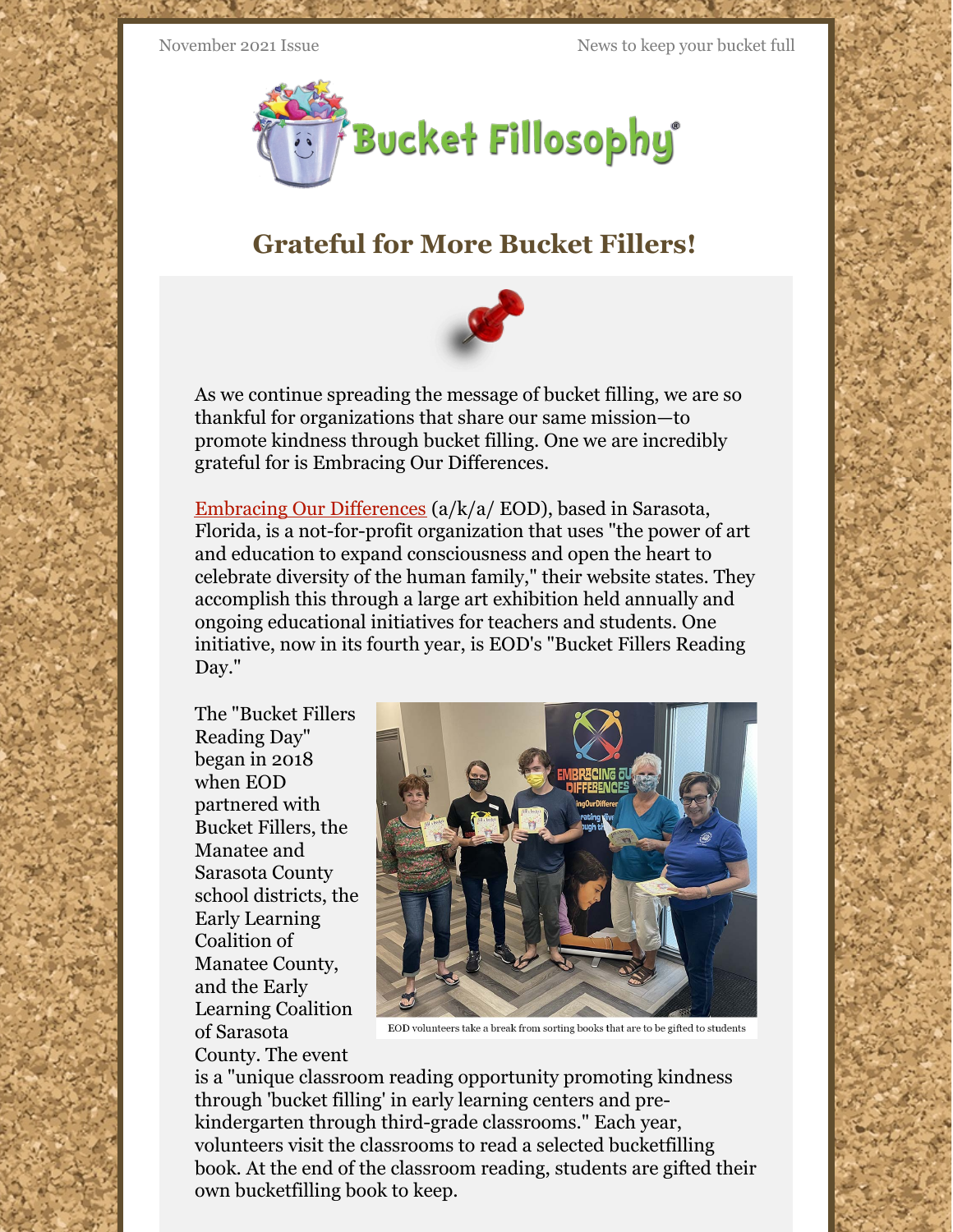November 2021 Issue

News to keep your bucket full

# Grateful for More Bucket Fillers!

As we continue spreading the message of bucket filling, we are so thankful for organizations that share our same mission—to promote kindness through bucket filling. One we are incredibly grateful for is Embracing Our Differences.

Embracing Our Differences (a/k/a/ EOD), based in Sarasota, Florida, is a not-for-profit organization that uses "the power of art and education to expand consciousness and open the heart to celebrate diversity of the human family," their website states. They accomplish this through a large art exhibition held annually and ongoing educational initiatives for teachers and students. One initiative, now in its fourth year, is EOD's "Bucket Fillers Reading Day."

The "Bucket Fillers Reading Day" began in 2018 when EOD partnered with Bucket Fillers, the Manatee and Sarasota County school districts, the Early Learning Coalition of Manatee County, and the Early Learning Coalition of Sarasota County. The event is a "unique classroom reading opportunity promoting kindness through 'bucket filling' in early learning centers and pre-kindergarten through third-grade classrooms." Each year, volunteers visit the classrooms to read a selected bucketfilling book. At the end of the classroom reading, students are gifted their own bucketfilling book to keep.

EOD volunteers take a break from sorting books that are to be gifted to students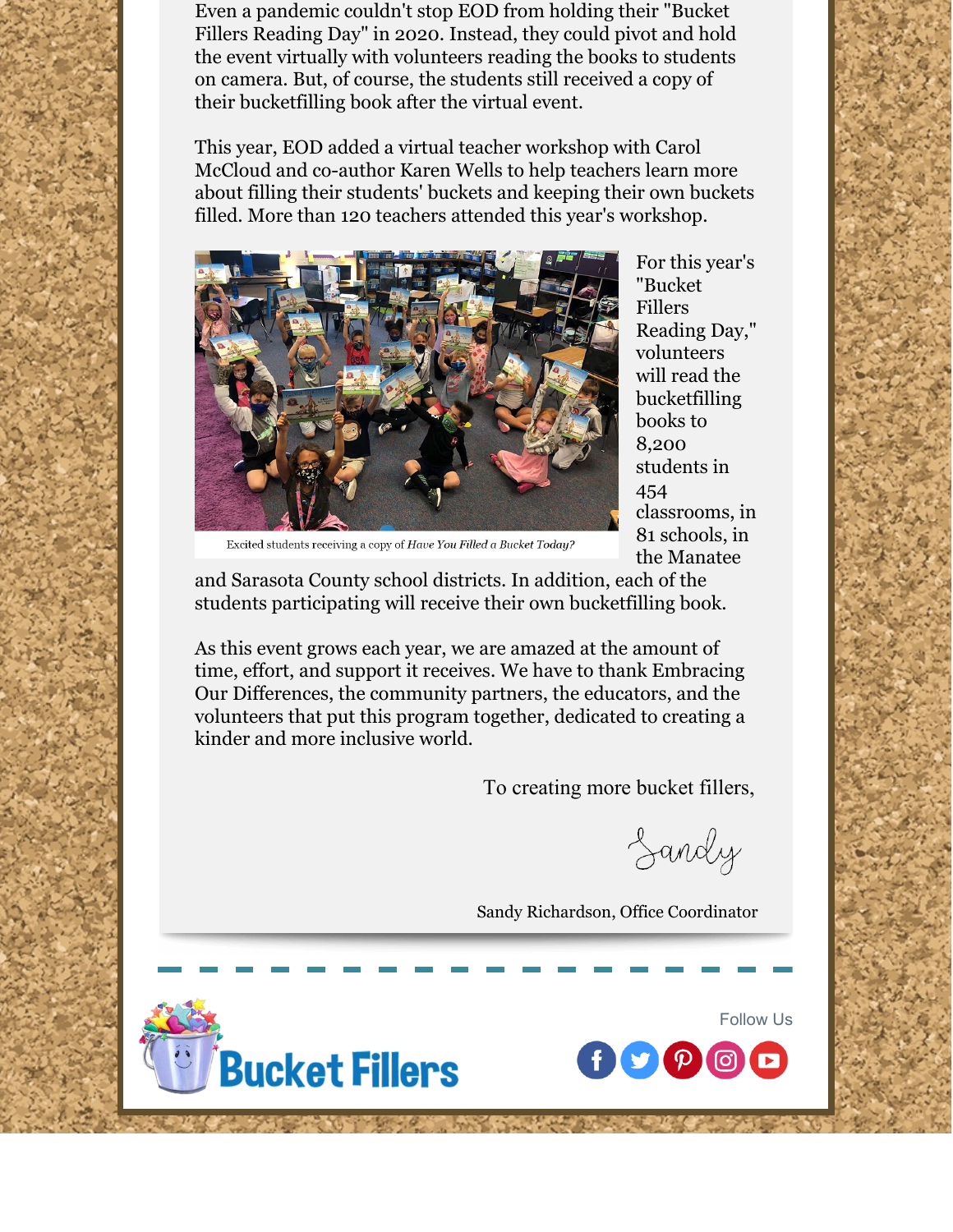Even a pandemic couldn't stop EOD from holding their "Bucket Fillers Reading Day" in 2020. Instead, they could pivot and hold the event virtually with volunteers reading the books to students on camera. But, of course, the students still received a copy of their bucketfilling book after the virtual event.

This year, EOD added a virtual teacher workshop with Carol McCloud and co-author Karen Wells to help teachers learn more about filling their students' buckets and keeping their own buckets filled. More than 120 teachers attended this year's workshop.

Excited students receiving a copy of *Have You Filled a Bucket Today?*

For this year's "Bucket Fillers Reading Day," volunteers will read the bucketfilling books to 8,200 students in 454 classrooms, in 81 schools, in the Manatee and Sarasota County school districts. In addition, each of the students participating will receive their own bucketfilling book.

As this event grows each year, we are amazed at the amount of time, effort, and support it receives. We have to thank Embracing Our Differences, the community partners, the educators, and the volunteers that put this program together, dedicated to creating a kinder and more inclusive world.

To creating more bucket fillers,

Sandy

Sandy Richardson, Office Coordinator

Bucket Fillers

Follow Us